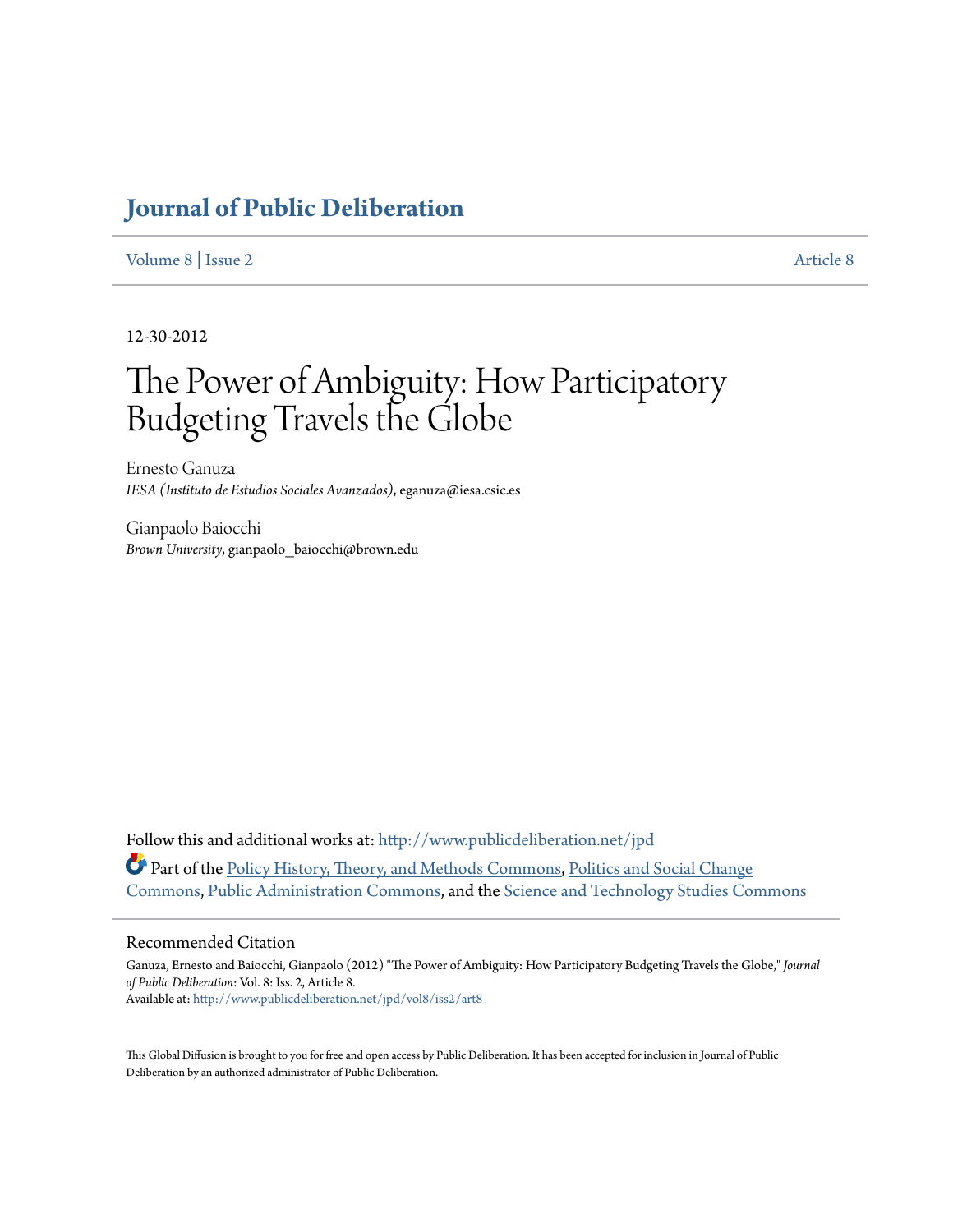# Journal of Public Deliberation

Volume 8 | Issue 2 Article 8

12-30-2012

# The Power of Ambiguity: How Participatory Budgeting Travels the Globe

Ernesto Ganuza
*IESA (Instituto de Estudios Sociales Avanzados)*, eganuza@iesa.csic.es

Gianpaolo Baiocchi
*Brown University*, gianpaolo_baiocchi@brown.edu

Follow this and additional works at: http://www.publicdeliberation.net/jpd

Part of the Policy History, Theory, and Methods Commons, Politics and Social Change Commons, Public Administration Commons, and the Science and Technology Studies Commons

## Recommended Citation

Ganuza, Ernesto and Baiocchi, Gianpaolo (2012) "The Power of Ambiguity: How Participatory Budgeting Travels the Globe," *Journal of Public Deliberation*: Vol. 8: Iss. 2, Article 8.
Available at: http://www.publicdeliberation.net/jpd/vol8/iss2/art8

This Global Diffusion is brought to you for free and open access by Public Deliberation. It has been accepted for inclusion in Journal of Public Deliberation by an authorized administrator of Public Deliberation.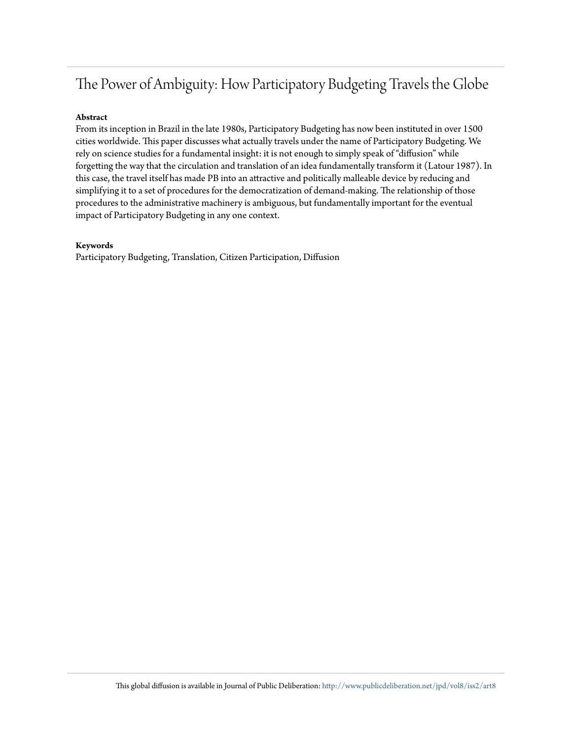# The Power of Ambiguity: How Participatory Budgeting Travels the Globe

**Abstract**

From its inception in Brazil in the late 1980s, Participatory Budgeting has now been instituted in over 1500 cities worldwide. This paper discusses what actually travels under the name of Participatory Budgeting. We rely on science studies for a fundamental insight: it is not enough to simply speak of "diffusion" while forgetting the way that the circulation and translation of an idea fundamentally transform it (Latour 1987). In this case, the travel itself has made PB into an attractive and politically malleable device by reducing and simplifying it to a set of procedures for the democratization of demand-making. The relationship of those procedures to the administrative machinery is ambiguous, but fundamentally important for the eventual impact of Participatory Budgeting in any one context.

**Keywords**

Participatory Budgeting, Translation, Citizen Participation, Diffusion

This global diffusion is available in Journal of Public Deliberation: http://www.publicdeliberation.net/jpd/vol8/iss2/art8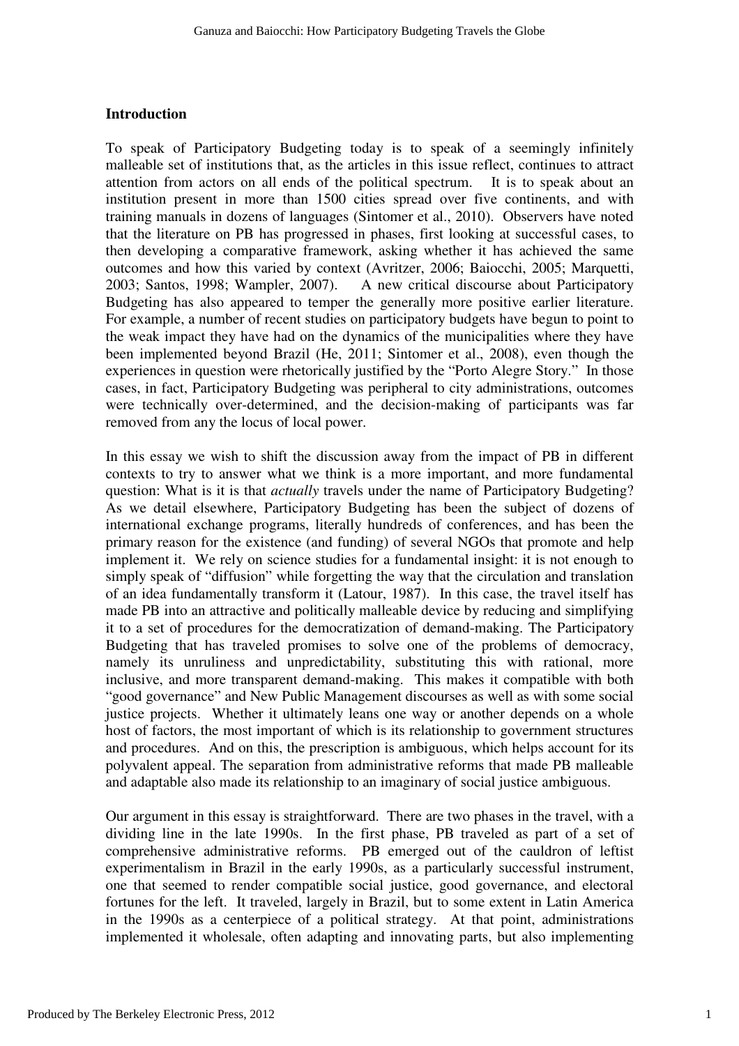## Introduction

To speak of Participatory Budgeting today is to speak of a seemingly infinitely malleable set of institutions that, as the articles in this issue reflect, continues to attract attention from actors on all ends of the political spectrum. It is to speak about an institution present in more than 1500 cities spread over five continents, and with training manuals in dozens of languages (Sintomer et al., 2010). Observers have noted that the literature on PB has progressed in phases, first looking at successful cases, to then developing a comparative framework, asking whether it has achieved the same outcomes and how this varied by context (Avritzer, 2006; Baiocchi, 2005; Marquetti, 2003; Santos, 1998; Wampler, 2007). A new critical discourse about Participatory Budgeting has also appeared to temper the generally more positive earlier literature. For example, a number of recent studies on participatory budgets have begun to point to the weak impact they have had on the dynamics of the municipalities where they have been implemented beyond Brazil (He, 2011; Sintomer et al., 2008), even though the experiences in question were rhetorically justified by the "Porto Alegre Story." In those cases, in fact, Participatory Budgeting was peripheral to city administrations, outcomes were technically over-determined, and the decision-making of participants was far removed from any the locus of local power.

In this essay we wish to shift the discussion away from the impact of PB in different contexts to try to answer what we think is a more important, and more fundamental question: What is it is that *actually* travels under the name of Participatory Budgeting? As we detail elsewhere, Participatory Budgeting has been the subject of dozens of international exchange programs, literally hundreds of conferences, and has been the primary reason for the existence (and funding) of several NGOs that promote and help implement it. We rely on science studies for a fundamental insight: it is not enough to simply speak of "diffusion" while forgetting the way that the circulation and translation of an idea fundamentally transform it (Latour, 1987). In this case, the travel itself has made PB into an attractive and politically malleable device by reducing and simplifying it to a set of procedures for the democratization of demand-making. The Participatory Budgeting that has traveled promises to solve one of the problems of democracy, namely its unruliness and unpredictability, substituting this with rational, more inclusive, and more transparent demand-making. This makes it compatible with both "good governance" and New Public Management discourses as well as with some social justice projects. Whether it ultimately leans one way or another depends on a whole host of factors, the most important of which is its relationship to government structures and procedures. And on this, the prescription is ambiguous, which helps account for its polyvalent appeal. The separation from administrative reforms that made PB malleable and adaptable also made its relationship to an imaginary of social justice ambiguous.

Our argument in this essay is straightforward. There are two phases in the travel, with a dividing line in the late 1990s. In the first phase, PB traveled as part of a set of comprehensive administrative reforms. PB emerged out of the cauldron of leftist experimentalism in Brazil in the early 1990s, as a particularly successful instrument, one that seemed to render compatible social justice, good governance, and electoral fortunes for the left. It traveled, largely in Brazil, but to some extent in Latin America in the 1990s as a centerpiece of a political strategy. At that point, administrations implemented it wholesale, often adapting and innovating parts, but also implementing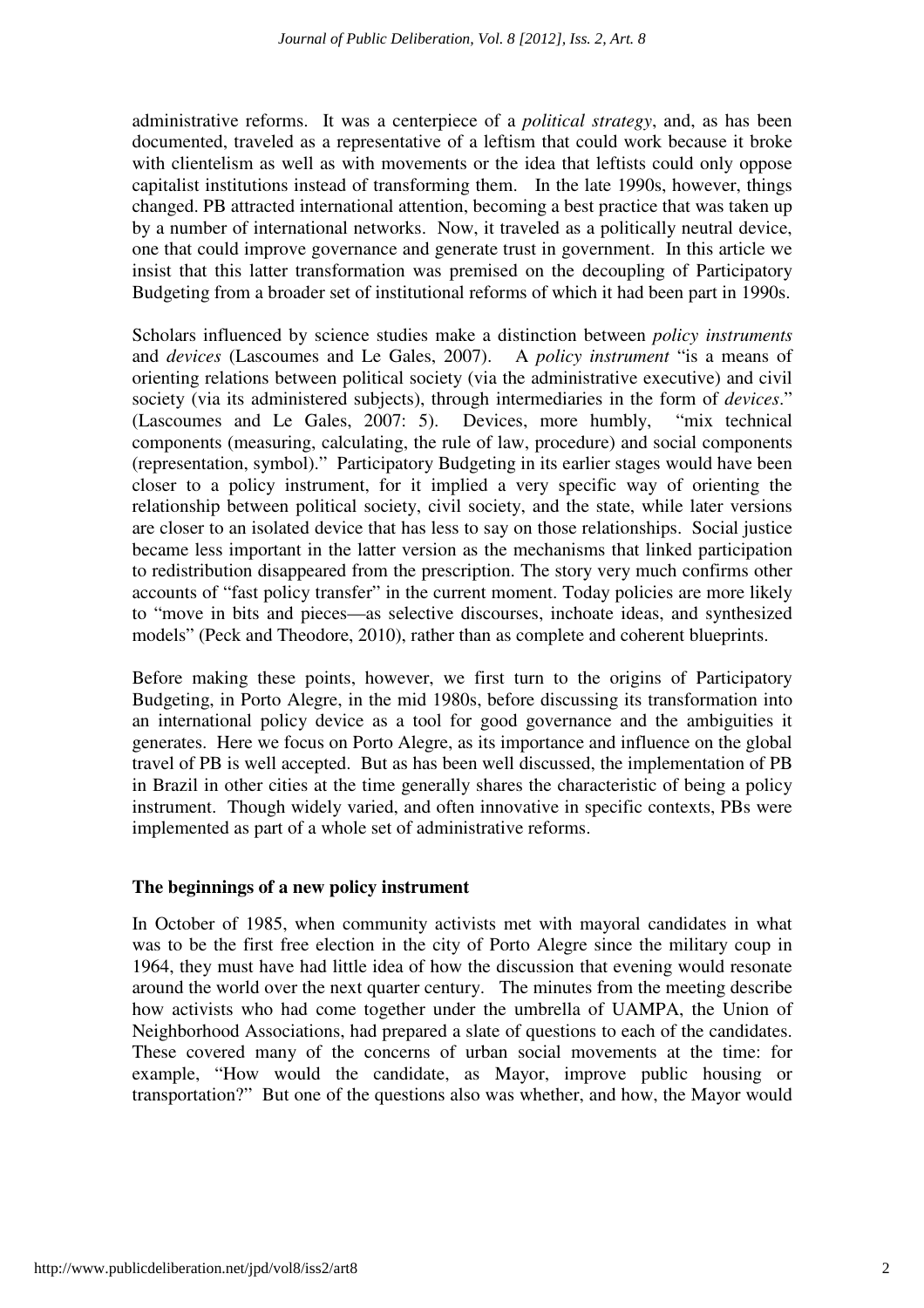administrative reforms. It was a centerpiece of a *political strategy*, and, as has been documented, traveled as a representative of a leftism that could work because it broke with clientelism as well as with movements or the idea that leftists could only oppose capitalist institutions instead of transforming them. In the late 1990s, however, things changed. PB attracted international attention, becoming a best practice that was taken up by a number of international networks. Now, it traveled as a politically neutral device, one that could improve governance and generate trust in government. In this article we insist that this latter transformation was premised on the decoupling of Participatory Budgeting from a broader set of institutional reforms of which it had been part in 1990s.

Scholars influenced by science studies make a distinction between *policy instruments* and *devices* (Lascoumes and Le Gales, 2007). A *policy instrument* "is a means of orienting relations between political society (via the administrative executive) and civil society (via its administered subjects), through intermediaries in the form of *devices*." (Lascoumes and Le Gales, 2007: 5). Devices, more humbly, "mix technical components (measuring, calculating, the rule of law, procedure) and social components (representation, symbol)." Participatory Budgeting in its earlier stages would have been closer to a policy instrument, for it implied a very specific way of orienting the relationship between political society, civil society, and the state, while later versions are closer to an isolated device that has less to say on those relationships. Social justice became less important in the latter version as the mechanisms that linked participation to redistribution disappeared from the prescription. The story very much confirms other accounts of "fast policy transfer" in the current moment. Today policies are more likely to "move in bits and pieces—as selective discourses, inchoate ideas, and synthesized models" (Peck and Theodore, 2010), rather than as complete and coherent blueprints.

Before making these points, however, we first turn to the origins of Participatory Budgeting, in Porto Alegre, in the mid 1980s, before discussing its transformation into an international policy device as a tool for good governance and the ambiguities it generates. Here we focus on Porto Alegre, as its importance and influence on the global travel of PB is well accepted. But as has been well discussed, the implementation of PB in Brazil in other cities at the time generally shares the characteristic of being a policy instrument. Though widely varied, and often innovative in specific contexts, PBs were implemented as part of a whole set of administrative reforms.

### The beginnings of a new policy instrument

In October of 1985, when community activists met with mayoral candidates in what was to be the first free election in the city of Porto Alegre since the military coup in 1964, they must have had little idea of how the discussion that evening would resonate around the world over the next quarter century. The minutes from the meeting describe how activists who had come together under the umbrella of UAMPA, the Union of Neighborhood Associations, had prepared a slate of questions to each of the candidates. These covered many of the concerns of urban social movements at the time: for example, "How would the candidate, as Mayor, improve public housing or transportation?" But one of the questions also was whether, and how, the Mayor would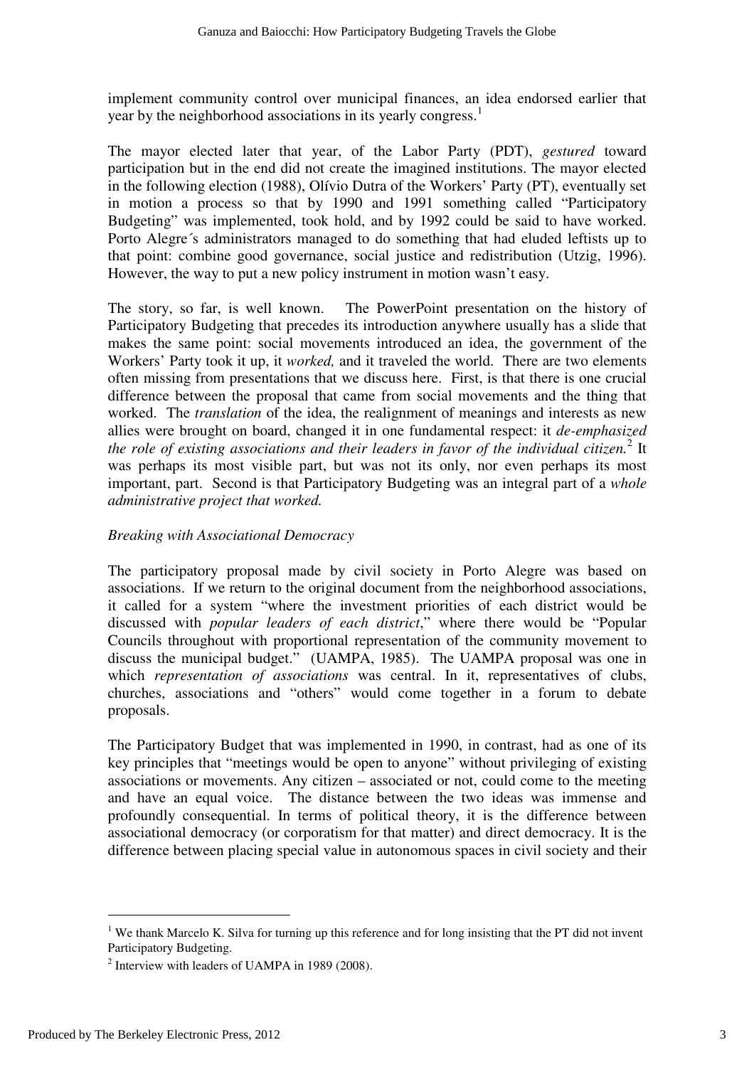implement community control over municipal finances, an idea endorsed earlier that year by the neighborhood associations in its yearly congress.[1]

The mayor elected later that year, of the Labor Party (PDT), *gestured* toward participation but in the end did not create the imagined institutions. The mayor elected in the following election (1988), Olívio Dutra of the Workers' Party (PT), eventually set in motion a process so that by 1990 and 1991 something called "Participatory Budgeting" was implemented, took hold, and by 1992 could be said to have worked. Porto Alegre´s administrators managed to do something that had eluded leftists up to that point: combine good governance, social justice and redistribution (Utzig, 1996). However, the way to put a new policy instrument in motion wasn't easy.

The story, so far, is well known. The PowerPoint presentation on the history of Participatory Budgeting that precedes its introduction anywhere usually has a slide that makes the same point: social movements introduced an idea, the government of the Workers' Party took it up, it *worked,* and it traveled the world. There are two elements often missing from presentations that we discuss here. First, is that there is one crucial difference between the proposal that came from social movements and the thing that worked. The *translation* of the idea, the realignment of meanings and interests as new allies were brought on board, changed it in one fundamental respect: it *de-emphasized the role of existing associations and their leaders in favor of the individual citizen.*[2] It was perhaps its most visible part, but was not its only, nor even perhaps its most important, part. Second is that Participatory Budgeting was an integral part of a *whole administrative project that worked.*

*Breaking with Associational Democracy*

The participatory proposal made by civil society in Porto Alegre was based on associations. If we return to the original document from the neighborhood associations, it called for a system "where the investment priorities of each district would be discussed with *popular leaders of each district*," where there would be "Popular Councils throughout with proportional representation of the community movement to discuss the municipal budget." (UAMPA, 1985). The UAMPA proposal was one in which *representation of associations* was central. In it, representatives of clubs, churches, associations and "others" would come together in a forum to debate proposals.

The Participatory Budget that was implemented in 1990, in contrast, had as one of its key principles that "meetings would be open to anyone" without privileging of existing associations or movements. Any citizen – associated or not, could come to the meeting and have an equal voice. The distance between the two ideas was immense and profoundly consequential. In terms of political theory, it is the difference between associational democracy (or corporatism for that matter) and direct democracy. It is the difference between placing special value in autonomous spaces in civil society and their

---

[1] We thank Marcelo K. Silva for turning up this reference and for long insisting that the PT did not invent Participatory Budgeting.

[2] Interview with leaders of UAMPA in 1989 (2008).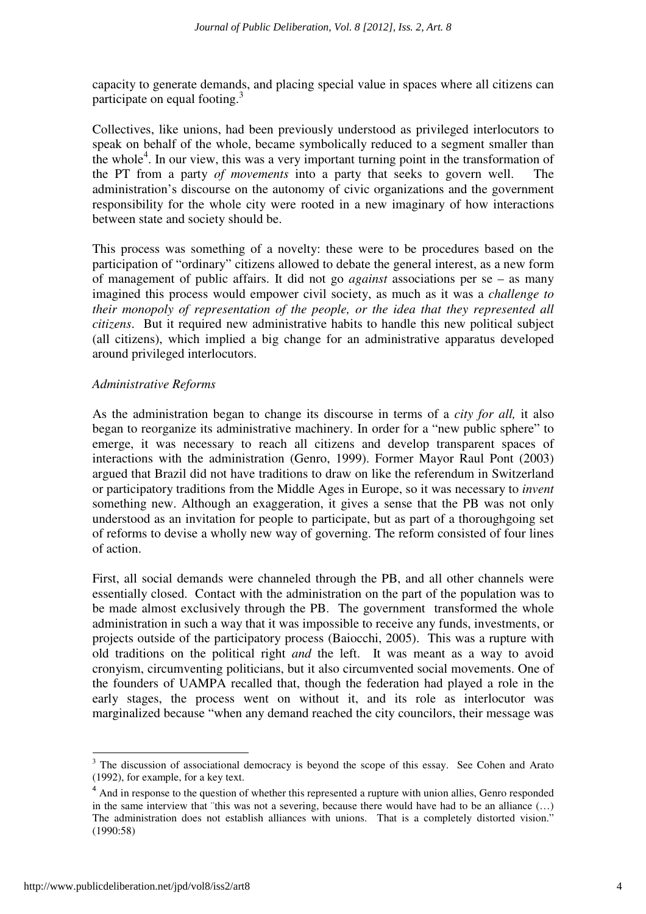capacity to generate demands, and placing special value in spaces where all citizens can participate on equal footing.[3]

Collectives, like unions, had been previously understood as privileged interlocutors to speak on behalf of the whole, became symbolically reduced to a segment smaller than the whole[4]. In our view, this was a very important turning point in the transformation of the PT from a party *of movements* into a party that seeks to govern well. The administration's discourse on the autonomy of civic organizations and the government responsibility for the whole city were rooted in a new imaginary of how interactions between state and society should be.

This process was something of a novelty: these were to be procedures based on the participation of "ordinary" citizens allowed to debate the general interest, as a new form of management of public affairs. It did not go *against* associations per se – as many imagined this process would empower civil society, as much as it was a *challenge to their monopoly of representation of the people, or the idea that they represented all citizens*. But it required new administrative habits to handle this new political subject (all citizens), which implied a big change for an administrative apparatus developed around privileged interlocutors.

*Administrative Reforms*

As the administration began to change its discourse in terms of a *city for all,* it also began to reorganize its administrative machinery. In order for a "new public sphere" to emerge, it was necessary to reach all citizens and develop transparent spaces of interactions with the administration (Genro, 1999). Former Mayor Raul Pont (2003) argued that Brazil did not have traditions to draw on like the referendum in Switzerland or participatory traditions from the Middle Ages in Europe, so it was necessary to *invent* something new. Although an exaggeration, it gives a sense that the PB was not only understood as an invitation for people to participate, but as part of a thoroughgoing set of reforms to devise a wholly new way of governing. The reform consisted of four lines of action.

First, all social demands were channeled through the PB, and all other channels were essentially closed. Contact with the administration on the part of the population was to be made almost exclusively through the PB. The government transformed the whole administration in such a way that it was impossible to receive any funds, investments, or projects outside of the participatory process (Baiocchi, 2005). This was a rupture with old traditions on the political right *and* the left. It was meant as a way to avoid cronyism, circumventing politicians, but it also circumvented social movements. One of the founders of UAMPA recalled that, though the federation had played a role in the early stages, the process went on without it, and its role as interlocutor was marginalized because "when any demand reached the city councilors, their message was

---

[3] The discussion of associational democracy is beyond the scope of this essay. See Cohen and Arato (1992), for example, for a key text.

[4] And in response to the question of whether this represented a rupture with union allies, Genro responded in the same interview that ¨this was not a severing, because there would have had to be an alliance (…) The administration does not establish alliances with unions. That is a completely distorted vision." (1990:58)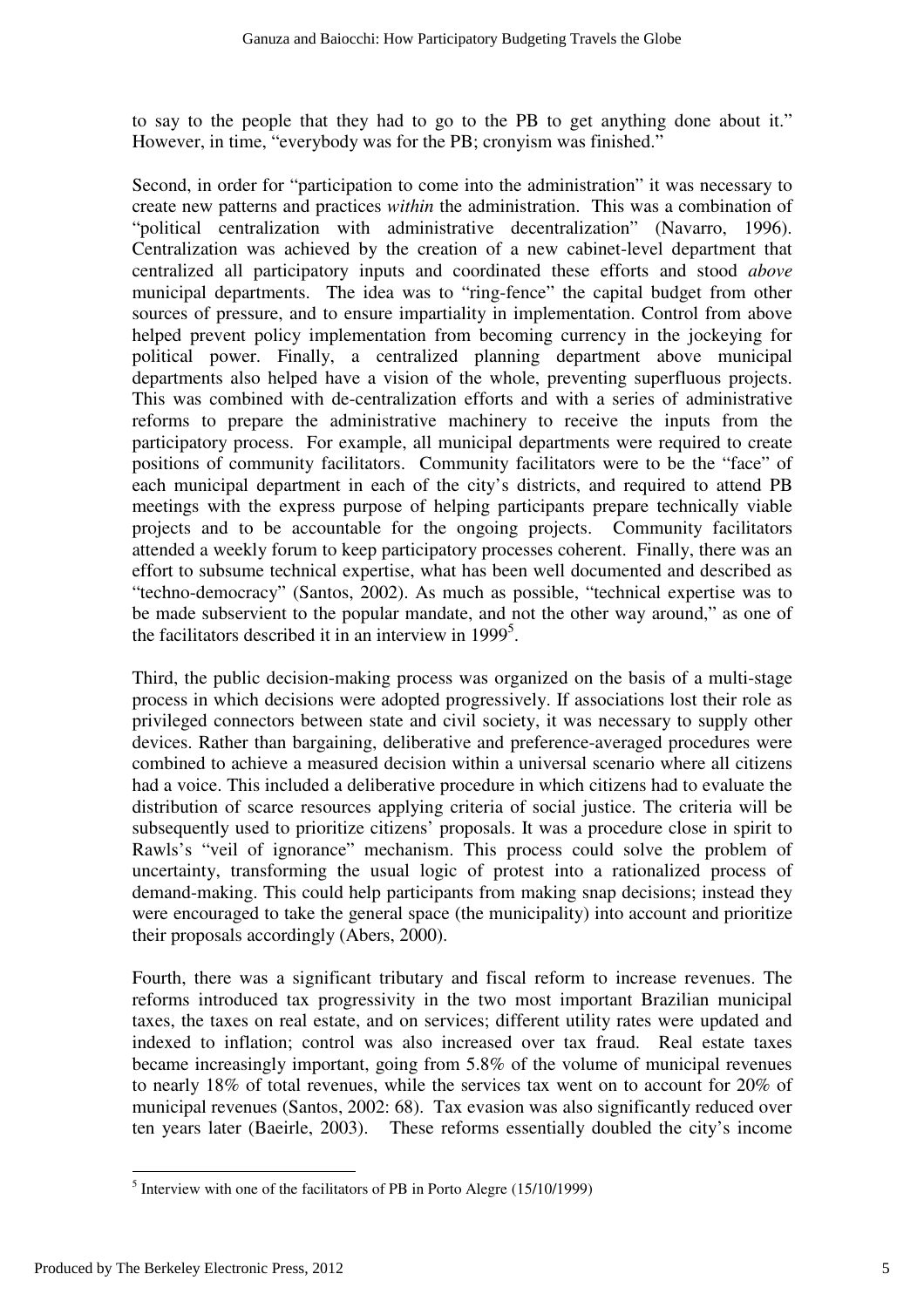to say to the people that they had to go to the PB to get anything done about it." However, in time, "everybody was for the PB; cronyism was finished."

Second, in order for "participation to come into the administration" it was necessary to create new patterns and practices *within* the administration. This was a combination of "political centralization with administrative decentralization" (Navarro, 1996). Centralization was achieved by the creation of a new cabinet-level department that centralized all participatory inputs and coordinated these efforts and stood *above* municipal departments. The idea was to "ring-fence" the capital budget from other sources of pressure, and to ensure impartiality in implementation. Control from above helped prevent policy implementation from becoming currency in the jockeying for political power. Finally, a centralized planning department above municipal departments also helped have a vision of the whole, preventing superfluous projects. This was combined with de-centralization efforts and with a series of administrative reforms to prepare the administrative machinery to receive the inputs from the participatory process. For example, all municipal departments were required to create positions of community facilitators. Community facilitators were to be the "face" of each municipal department in each of the city's districts, and required to attend PB meetings with the express purpose of helping participants prepare technically viable projects and to be accountable for the ongoing projects. Community facilitators attended a weekly forum to keep participatory processes coherent. Finally, there was an effort to subsume technical expertise, what has been well documented and described as "techno-democracy" (Santos, 2002). As much as possible, "technical expertise was to be made subservient to the popular mandate, and not the other way around," as one of the facilitators described it in an interview in 1999[5].

Third, the public decision-making process was organized on the basis of a multi-stage process in which decisions were adopted progressively. If associations lost their role as privileged connectors between state and civil society, it was necessary to supply other devices. Rather than bargaining, deliberative and preference-averaged procedures were combined to achieve a measured decision within a universal scenario where all citizens had a voice. This included a deliberative procedure in which citizens had to evaluate the distribution of scarce resources applying criteria of social justice. The criteria will be subsequently used to prioritize citizens' proposals. It was a procedure close in spirit to Rawls's "veil of ignorance" mechanism. This process could solve the problem of uncertainty, transforming the usual logic of protest into a rationalized process of demand-making. This could help participants from making snap decisions; instead they were encouraged to take the general space (the municipality) into account and prioritize their proposals accordingly (Abers, 2000).

Fourth, there was a significant tributary and fiscal reform to increase revenues. The reforms introduced tax progressivity in the two most important Brazilian municipal taxes, the taxes on real estate, and on services; different utility rates were updated and indexed to inflation; control was also increased over tax fraud. Real estate taxes became increasingly important, going from 5.8% of the volume of municipal revenues to nearly 18% of total revenues, while the services tax went on to account for 20% of municipal revenues (Santos, 2002: 68). Tax evasion was also significantly reduced over ten years later (Baeirle, 2003). These reforms essentially doubled the city's income

[5] Interview with one of the facilitators of PB in Porto Alegre (15/10/1999)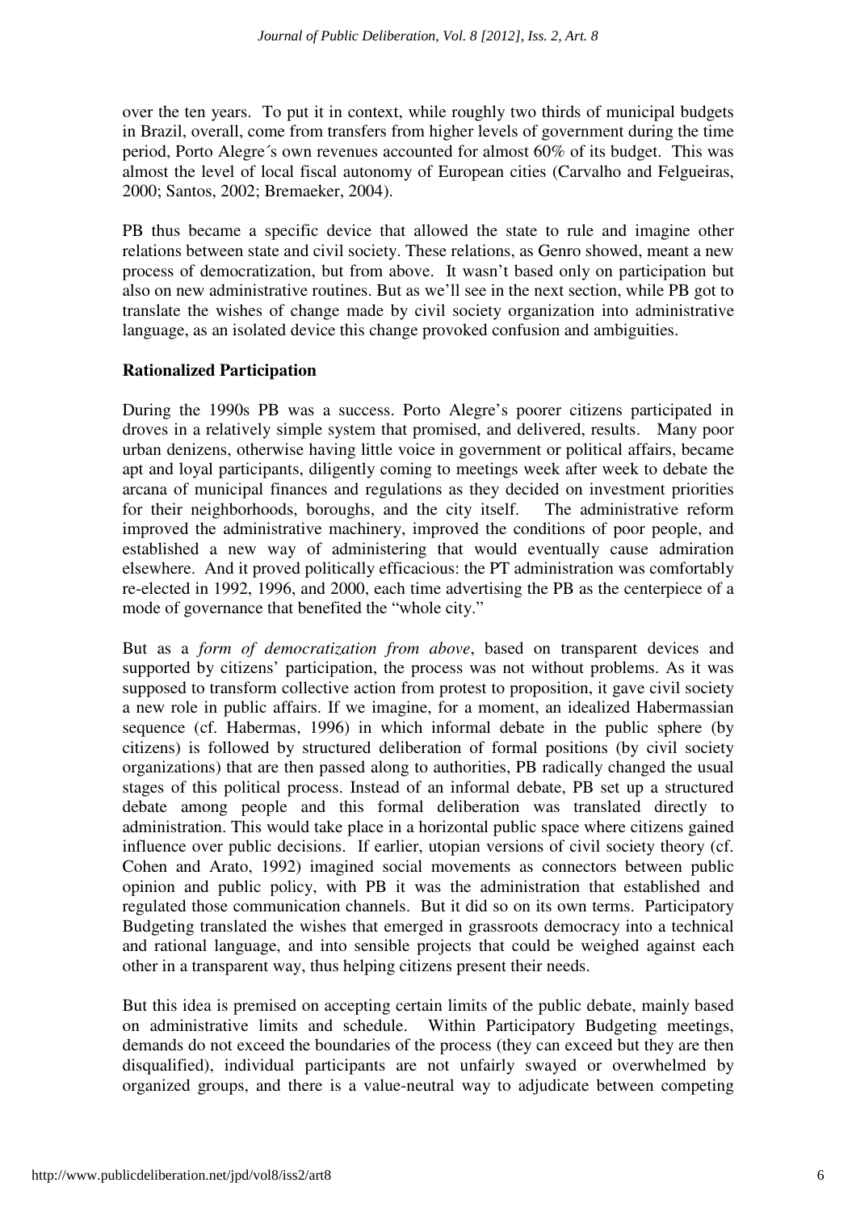over the ten years. To put it in context, while roughly two thirds of municipal budgets in Brazil, overall, come from transfers from higher levels of government during the time period, Porto Alegre´s own revenues accounted for almost 60% of its budget. This was almost the level of local fiscal autonomy of European cities (Carvalho and Felgueiras, 2000; Santos, 2002; Bremaeker, 2004).

PB thus became a specific device that allowed the state to rule and imagine other relations between state and civil society. These relations, as Genro showed, meant a new process of democratization, but from above. It wasn't based only on participation but also on new administrative routines. But as we'll see in the next section, while PB got to translate the wishes of change made by civil society organization into administrative language, as an isolated device this change provoked confusion and ambiguities.

## Rationalized Participation

During the 1990s PB was a success. Porto Alegre's poorer citizens participated in droves in a relatively simple system that promised, and delivered, results. Many poor urban denizens, otherwise having little voice in government or political affairs, became apt and loyal participants, diligently coming to meetings week after week to debate the arcana of municipal finances and regulations as they decided on investment priorities for their neighborhoods, boroughs, and the city itself. The administrative reform improved the administrative machinery, improved the conditions of poor people, and established a new way of administering that would eventually cause admiration elsewhere. And it proved politically efficacious: the PT administration was comfortably re-elected in 1992, 1996, and 2000, each time advertising the PB as the centerpiece of a mode of governance that benefited the "whole city."

But as a *form of democratization from above*, based on transparent devices and supported by citizens' participation, the process was not without problems. As it was supposed to transform collective action from protest to proposition, it gave civil society a new role in public affairs. If we imagine, for a moment, an idealized Habermassian sequence (cf. Habermas, 1996) in which informal debate in the public sphere (by citizens) is followed by structured deliberation of formal positions (by civil society organizations) that are then passed along to authorities, PB radically changed the usual stages of this political process. Instead of an informal debate, PB set up a structured debate among people and this formal deliberation was translated directly to administration. This would take place in a horizontal public space where citizens gained influence over public decisions. If earlier, utopian versions of civil society theory (cf. Cohen and Arato, 1992) imagined social movements as connectors between public opinion and public policy, with PB it was the administration that established and regulated those communication channels. But it did so on its own terms. Participatory Budgeting translated the wishes that emerged in grassroots democracy into a technical and rational language, and into sensible projects that could be weighed against each other in a transparent way, thus helping citizens present their needs.

But this idea is premised on accepting certain limits of the public debate, mainly based on administrative limits and schedule. Within Participatory Budgeting meetings, demands do not exceed the boundaries of the process (they can exceed but they are then disqualified), individual participants are not unfairly swayed or overwhelmed by organized groups, and there is a value-neutral way to adjudicate between competing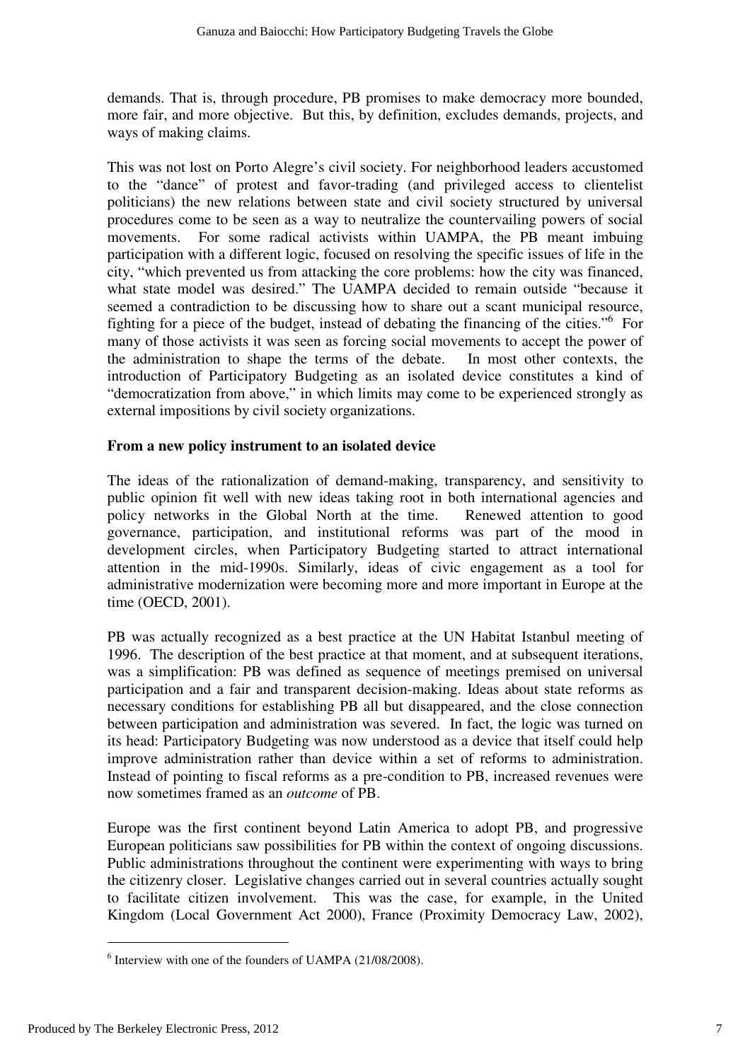demands. That is, through procedure, PB promises to make democracy more bounded, more fair, and more objective. But this, by definition, excludes demands, projects, and ways of making claims.

This was not lost on Porto Alegre's civil society. For neighborhood leaders accustomed to the "dance" of protest and favor-trading (and privileged access to clientelist politicians) the new relations between state and civil society structured by universal procedures come to be seen as a way to neutralize the countervailing powers of social movements. For some radical activists within UAMPA, the PB meant imbuing participation with a different logic, focused on resolving the specific issues of life in the city, "which prevented us from attacking the core problems: how the city was financed, what state model was desired." The UAMPA decided to remain outside "because it seemed a contradiction to be discussing how to share out a scant municipal resource, fighting for a piece of the budget, instead of debating the financing of the cities."[6] For many of those activists it was seen as forcing social movements to accept the power of the administration to shape the terms of the debate. In most other contexts, the introduction of Participatory Budgeting as an isolated device constitutes a kind of "democratization from above," in which limits may come to be experienced strongly as external impositions by civil society organizations.

**From a new policy instrument to an isolated device**

The ideas of the rationalization of demand-making, transparency, and sensitivity to public opinion fit well with new ideas taking root in both international agencies and policy networks in the Global North at the time. Renewed attention to good governance, participation, and institutional reforms was part of the mood in development circles, when Participatory Budgeting started to attract international attention in the mid-1990s. Similarly, ideas of civic engagement as a tool for administrative modernization were becoming more and more important in Europe at the time (OECD, 2001).

PB was actually recognized as a best practice at the UN Habitat Istanbul meeting of 1996. The description of the best practice at that moment, and at subsequent iterations, was a simplification: PB was defined as sequence of meetings premised on universal participation and a fair and transparent decision-making. Ideas about state reforms as necessary conditions for establishing PB all but disappeared, and the close connection between participation and administration was severed. In fact, the logic was turned on its head: Participatory Budgeting was now understood as a device that itself could help improve administration rather than device within a set of reforms to administration. Instead of pointing to fiscal reforms as a pre-condition to PB, increased revenues were now sometimes framed as an *outcome* of PB.

Europe was the first continent beyond Latin America to adopt PB, and progressive European politicians saw possibilities for PB within the context of ongoing discussions. Public administrations throughout the continent were experimenting with ways to bring the citizenry closer. Legislative changes carried out in several countries actually sought to facilitate citizen involvement. This was the case, for example, in the United Kingdom (Local Government Act 2000), France (Proximity Democracy Law, 2002),

[6] Interview with one of the founders of UAMPA (21/08/2008).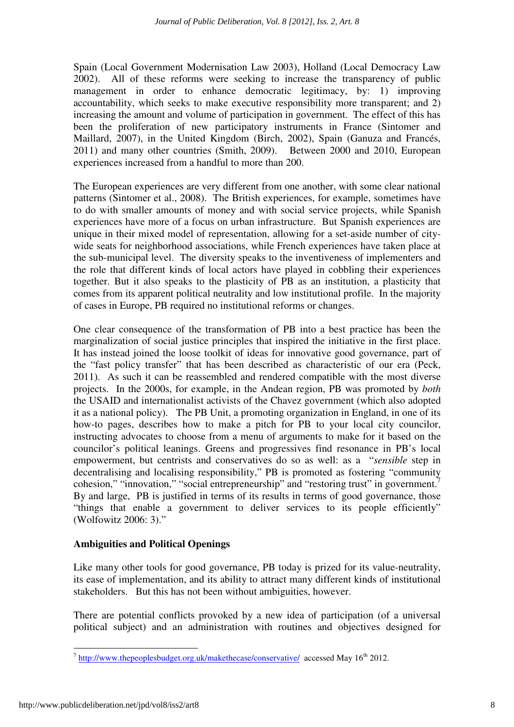Spain (Local Government Modernisation Law 2003), Holland (Local Democracy Law 2002). All of these reforms were seeking to increase the transparency of public management in order to enhance democratic legitimacy, by: 1) improving accountability, which seeks to make executive responsibility more transparent; and 2) increasing the amount and volume of participation in government. The effect of this has been the proliferation of new participatory instruments in France (Sintomer and Maillard, 2007), in the United Kingdom (Birch, 2002), Spain (Ganuza and Francés, 2011) and many other countries (Smith, 2009). Between 2000 and 2010, European experiences increased from a handful to more than 200.

The European experiences are very different from one another, with some clear national patterns (Sintomer et al., 2008). The British experiences, for example, sometimes have to do with smaller amounts of money and with social service projects, while Spanish experiences have more of a focus on urban infrastructure. But Spanish experiences are unique in their mixed model of representation, allowing for a set-aside number of city-wide seats for neighborhood associations, while French experiences have taken place at the sub-municipal level. The diversity speaks to the inventiveness of implementers and the role that different kinds of local actors have played in cobbling their experiences together. But it also speaks to the plasticity of PB as an institution, a plasticity that comes from its apparent political neutrality and low institutional profile. In the majority of cases in Europe, PB required no institutional reforms or changes.

One clear consequence of the transformation of PB into a best practice has been the marginalization of social justice principles that inspired the initiative in the first place. It has instead joined the loose toolkit of ideas for innovative good governance, part of the "fast policy transfer" that has been described as characteristic of our era (Peck, 2011). As such it can be reassembled and rendered compatible with the most diverse projects. In the 2000s, for example, in the Andean region, PB was promoted by *both* the USAID and internationalist activists of the Chavez government (which also adopted it as a national policy). The PB Unit, a promoting organization in England, in one of its how-to pages, describes how to make a pitch for PB to your local city councilor, instructing advocates to choose from a menu of arguments to make for it based on the councilor's political leanings. Greens and progressives find resonance in PB's local empowerment, but centrists and conservatives do so as well: as a "*sensible* step in decentralising and localising responsibility," PB is promoted as fostering "community cohesion," "innovation," "social entrepreneurship" and "restoring trust" in government.[7] By and large, PB is justified in terms of its results in terms of good governance, those "things that enable a government to deliver services to its people efficiently" (Wolfowitz 2006: 3)."

## Ambiguities and Political Openings

Like many other tools for good governance, PB today is prized for its value-neutrality, its ease of implementation, and its ability to attract many different kinds of institutional stakeholders. But this has not been without ambiguities, however.

There are potential conflicts provoked by a new idea of participation (of a universal political subject) and an administration with routines and objectives designed for

[7] http://www.thepeoplesbudget.org.uk/makethecase/conservative/ accessed May 16th 2012.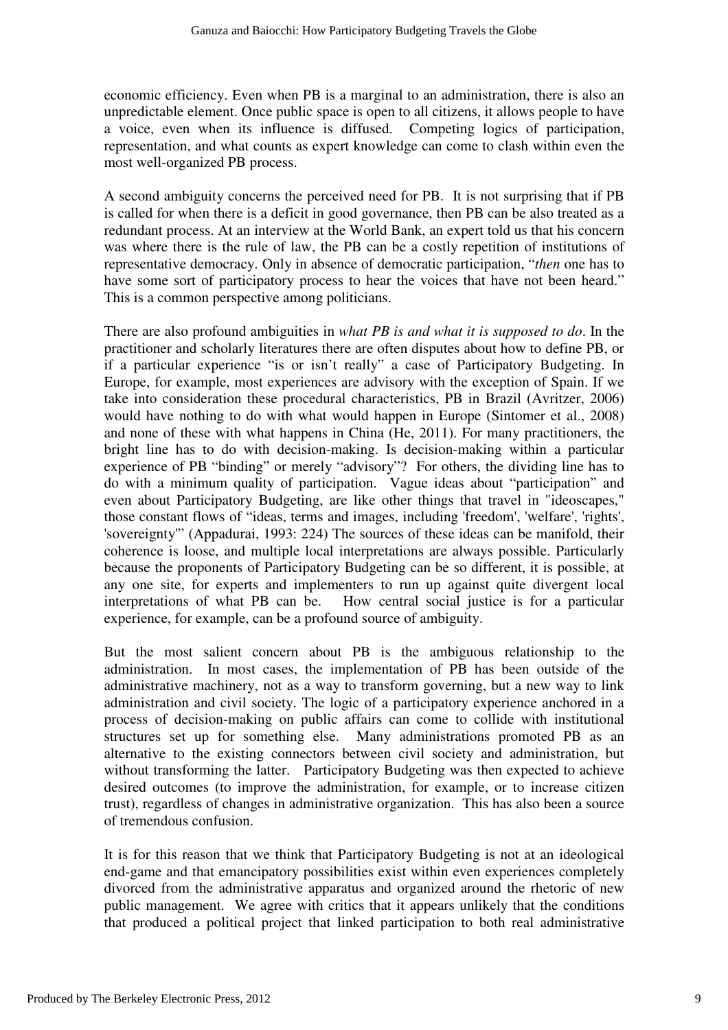economic efficiency. Even when PB is a marginal to an administration, there is also an unpredictable element. Once public space is open to all citizens, it allows people to have a voice, even when its influence is diffused. Competing logics of participation, representation, and what counts as expert knowledge can come to clash within even the most well-organized PB process.

A second ambiguity concerns the perceived need for PB. It is not surprising that if PB is called for when there is a deficit in good governance, then PB can be also treated as a redundant process. At an interview at the World Bank, an expert told us that his concern was where there is the rule of law, the PB can be a costly repetition of institutions of representative democracy. Only in absence of democratic participation, "*then* one has to have some sort of participatory process to hear the voices that have not been heard." This is a common perspective among politicians.

There are also profound ambiguities in *what PB is and what it is supposed to do*. In the practitioner and scholarly literatures there are often disputes about how to define PB, or if a particular experience "is or isn't really" a case of Participatory Budgeting. In Europe, for example, most experiences are advisory with the exception of Spain. If we take into consideration these procedural characteristics, PB in Brazil (Avritzer, 2006) would have nothing to do with what would happen in Europe (Sintomer et al., 2008) and none of these with what happens in China (He, 2011). For many practitioners, the bright line has to do with decision-making. Is decision-making within a particular experience of PB "binding" or merely "advisory"? For others, the dividing line has to do with a minimum quality of participation. Vague ideas about "participation" and even about Participatory Budgeting, are like other things that travel in "ideoscapes," those constant flows of "ideas, terms and images, including 'freedom', 'welfare', 'rights', 'sovereignty'" (Appadurai, 1993: 224) The sources of these ideas can be manifold, their coherence is loose, and multiple local interpretations are always possible. Particularly because the proponents of Participatory Budgeting can be so different, it is possible, at any one site, for experts and implementers to run up against quite divergent local interpretations of what PB can be. How central social justice is for a particular experience, for example, can be a profound source of ambiguity.

But the most salient concern about PB is the ambiguous relationship to the administration. In most cases, the implementation of PB has been outside of the administrative machinery, not as a way to transform governing, but a new way to link administration and civil society. The logic of a participatory experience anchored in a process of decision-making on public affairs can come to collide with institutional structures set up for something else. Many administrations promoted PB as an alternative to the existing connectors between civil society and administration, but without transforming the latter. Participatory Budgeting was then expected to achieve desired outcomes (to improve the administration, for example, or to increase citizen trust), regardless of changes in administrative organization. This has also been a source of tremendous confusion.

It is for this reason that we think that Participatory Budgeting is not at an ideological end-game and that emancipatory possibilities exist within even experiences completely divorced from the administrative apparatus and organized around the rhetoric of new public management. We agree with critics that it appears unlikely that the conditions that produced a political project that linked participation to both real administrative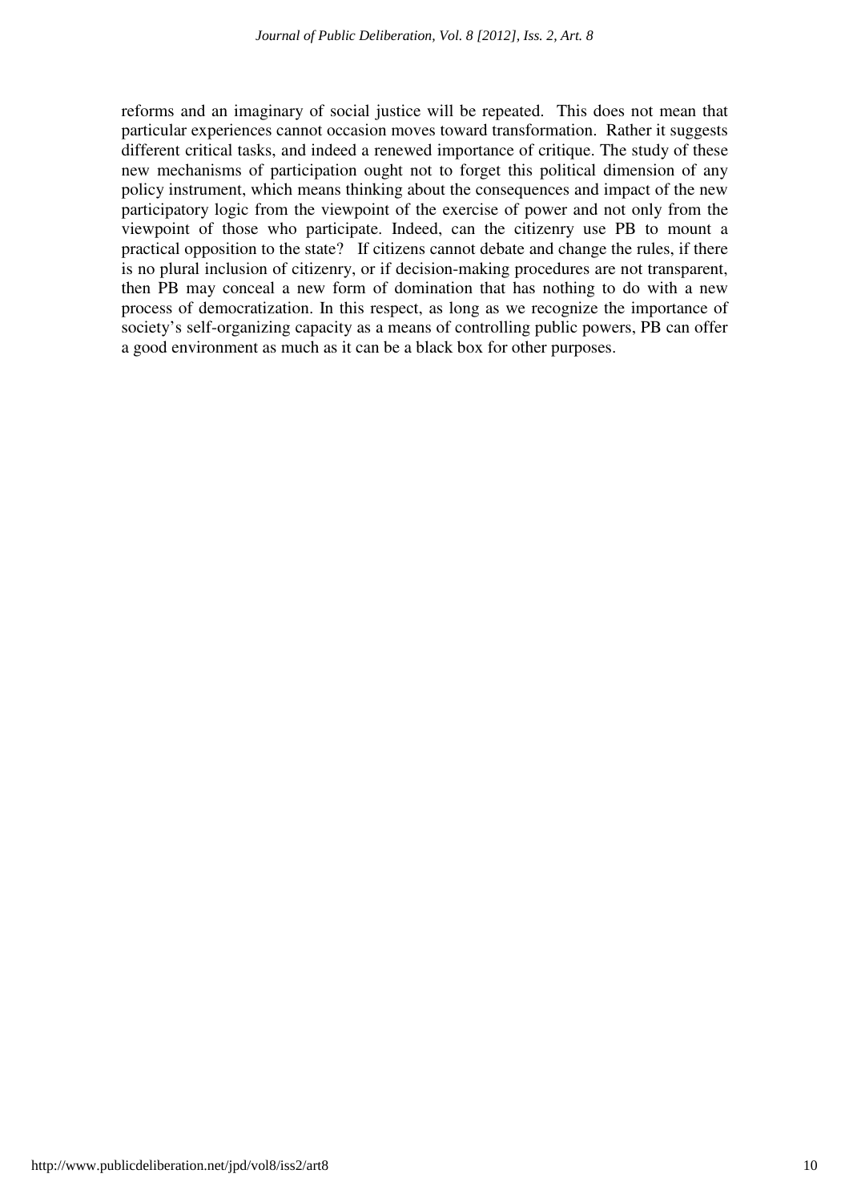reforms and an imaginary of social justice will be repeated. This does not mean that particular experiences cannot occasion moves toward transformation. Rather it suggests different critical tasks, and indeed a renewed importance of critique. The study of these new mechanisms of participation ought not to forget this political dimension of any policy instrument, which means thinking about the consequences and impact of the new participatory logic from the viewpoint of the exercise of power and not only from the viewpoint of those who participate. Indeed, can the citizenry use PB to mount a practical opposition to the state? If citizens cannot debate and change the rules, if there is no plural inclusion of citizenry, or if decision-making procedures are not transparent, then PB may conceal a new form of domination that has nothing to do with a new process of democratization. In this respect, as long as we recognize the importance of society's self-organizing capacity as a means of controlling public powers, PB can offer a good environment as much as it can be a black box for other purposes.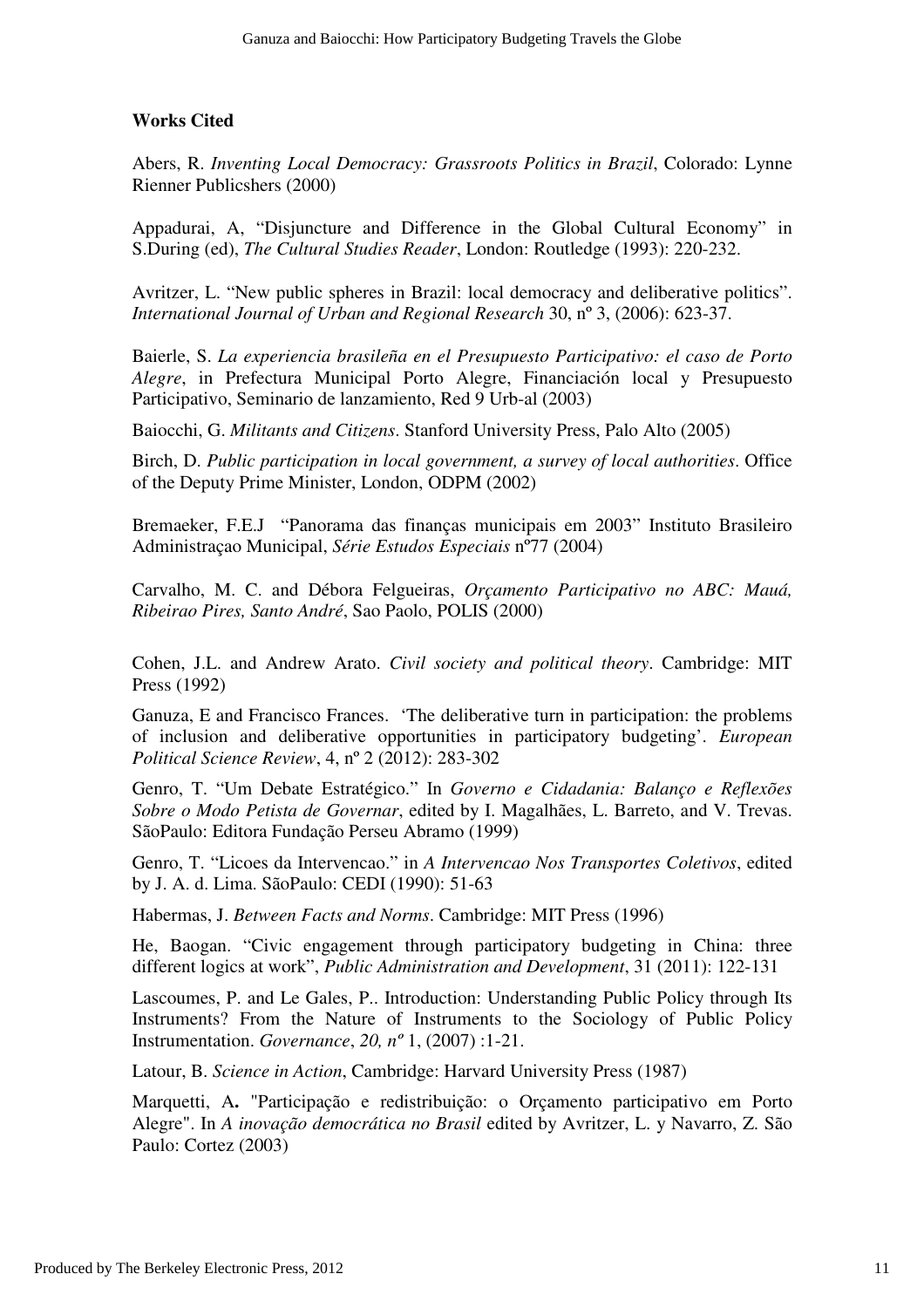**Works Cited**

Abers, R. *Inventing Local Democracy: Grassroots Politics in Brazil*, Colorado: Lynne Rienner Publicshers (2000)

Appadurai, A, "Disjuncture and Difference in the Global Cultural Economy" in S.During (ed), *The Cultural Studies Reader*, London: Routledge (1993): 220-232.

Avritzer, L. "New public spheres in Brazil: local democracy and deliberative politics". *International Journal of Urban and Regional Research* 30, nº 3, (2006): 623-37.

Baierle, S. *La experiencia brasileña en el Presupuesto Participativo: el caso de Porto Alegre*, in Prefectura Municipal Porto Alegre, Financiación local y Presupuesto Participativo, Seminario de lanzamiento, Red 9 Urb-al (2003)

Baiocchi, G. *Militants and Citizens*. Stanford University Press, Palo Alto (2005)

Birch, D. *Public participation in local government, a survey of local authorities*. Office of the Deputy Prime Minister, London, ODPM (2002)

Bremaeker, F.E.J "Panorama das finanças municipais em 2003" Instituto Brasileiro Administraçao Municipal, *Série Estudos Especiais* nº77 (2004)

Carvalho, M. C. and Débora Felgueiras, *Orçamento Participativo no ABC: Mauá, Ribeirao Pires, Santo André*, Sao Paolo, POLIS (2000)

Cohen, J.L. and Andrew Arato. *Civil society and political theory*. Cambridge: MIT Press (1992)

Ganuza, E and Francisco Frances. 'The deliberative turn in participation: the problems of inclusion and deliberative opportunities in participatory budgeting'. *European Political Science Review*, 4, nº 2 (2012): 283-302

Genro, T. "Um Debate Estratégico." In *Governo e Cidadania: Balanço e Reflexões Sobre o Modo Petista de Governar*, edited by I. Magalhães, L. Barreto, and V. Trevas. SãoPaulo: Editora Fundação Perseu Abramo (1999)

Genro, T. "Licoes da Intervencao." in *A Intervencao Nos Transportes Coletivos*, edited by J. A. d. Lima. SãoPaulo: CEDI (1990): 51-63

Habermas, J. *Between Facts and Norms*. Cambridge: MIT Press (1996)

He, Baogan. "Civic engagement through participatory budgeting in China: three different logics at work", *Public Administration and Development*, 31 (2011): 122-131

Lascoumes, P. and Le Gales, P.. Introduction: Understanding Public Policy through Its Instruments? From the Nature of Instruments to the Sociology of Public Policy Instrumentation. *Governance*, *20, nº* 1, (2007) :1-21.

Latour, B. *Science in Action*, Cambridge: Harvard University Press (1987)

Marquetti, A**.** "Participação e redistribuição: o Orçamento participativo em Porto Alegre". In *A inovação democrática no Brasil* edited by Avritzer, L. y Navarro, Z. São Paulo: Cortez (2003)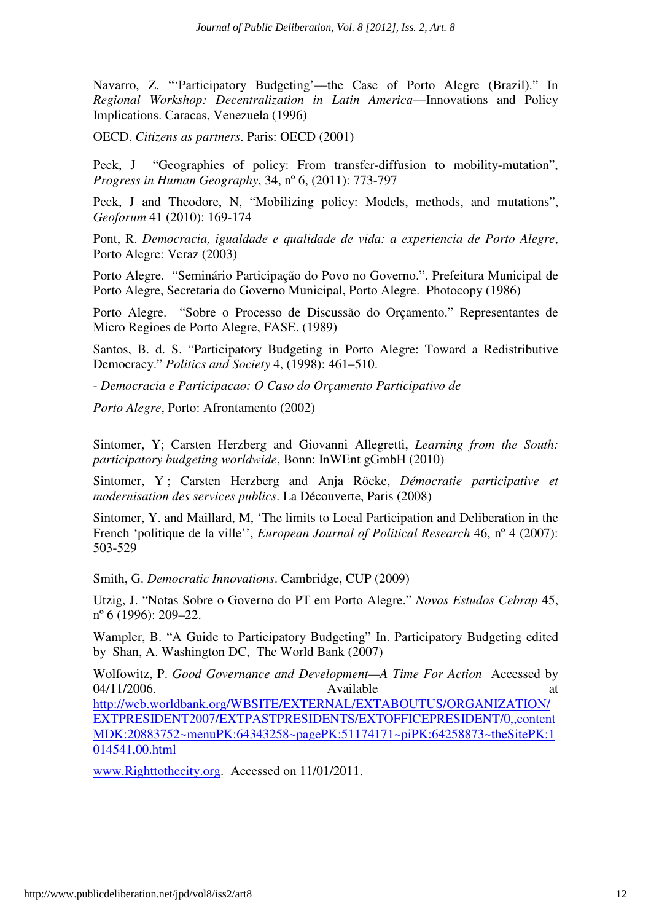Navarro, Z. "'Participatory Budgeting'—the Case of Porto Alegre (Brazil)." In *Regional Workshop: Decentralization in Latin America*—Innovations and Policy Implications. Caracas, Venezuela (1996)

OECD. *Citizens as partners*. Paris: OECD (2001)

Peck, J "Geographies of policy: From transfer-diffusion to mobility-mutation", *Progress in Human Geography*, 34, nº 6, (2011): 773-797

Peck, J and Theodore, N, "Mobilizing policy: Models, methods, and mutations", *Geoforum* 41 (2010): 169-174

Pont, R. *Democracia, igualdade e qualidade de vida: a experiencia de Porto Alegre*, Porto Alegre: Veraz (2003)

Porto Alegre. "Seminário Participação do Povo no Governo.". Prefeitura Municipal de Porto Alegre, Secretaria do Governo Municipal, Porto Alegre. Photocopy (1986)

Porto Alegre. "Sobre o Processo de Discussão do Orçamento." Representantes de Micro Regioes de Porto Alegre, FASE. (1989)

Santos, B. d. S. "Participatory Budgeting in Porto Alegre: Toward a Redistributive Democracy." *Politics and Society* 4, (1998): 461–510.

- *Democracia e Participacao: O Caso do Orçamento Participativo de Porto Alegre*, Porto: Afrontamento (2002)

Sintomer, Y; Carsten Herzberg and Giovanni Allegretti, *Learning from the South: participatory budgeting worldwide*, Bonn: InWEnt gGmbH (2010)

Sintomer, Y ; Carsten Herzberg and Anja Röcke, *Démocratie participative et modernisation des services publics*. La Découverte, Paris (2008)

Sintomer, Y. and Maillard, M, 'The limits to Local Participation and Deliberation in the French 'politique de la ville'', *European Journal of Political Research* 46, nº 4 (2007): 503-529

Smith, G. *Democratic Innovations*. Cambridge, CUP (2009)

Utzig, J. "Notas Sobre o Governo do PT em Porto Alegre." *Novos Estudos Cebrap* 45, nº 6 (1996): 209–22.

Wampler, B. "A Guide to Participatory Budgeting" In. Participatory Budgeting edited by Shan, A. Washington DC, The World Bank (2007)

Wolfowitz, P. *Good Governance and Development—A Time For Action* Accessed by 04/11/2006. Available at http://web.worldbank.org/WBSITE/EXTERNAL/EXTABOUTUS/ORGANIZATION/EXTPRESIDENT2007/EXTPASTPRESIDENTS/EXTOFFICEPRESIDENT/0,,contentMDK:20883752~menuPK:64343258~pagePK:51174171~piPK:64258873~theSitePK:1014541,00.html

www.Righttothecity.org. Accessed on 11/01/2011.